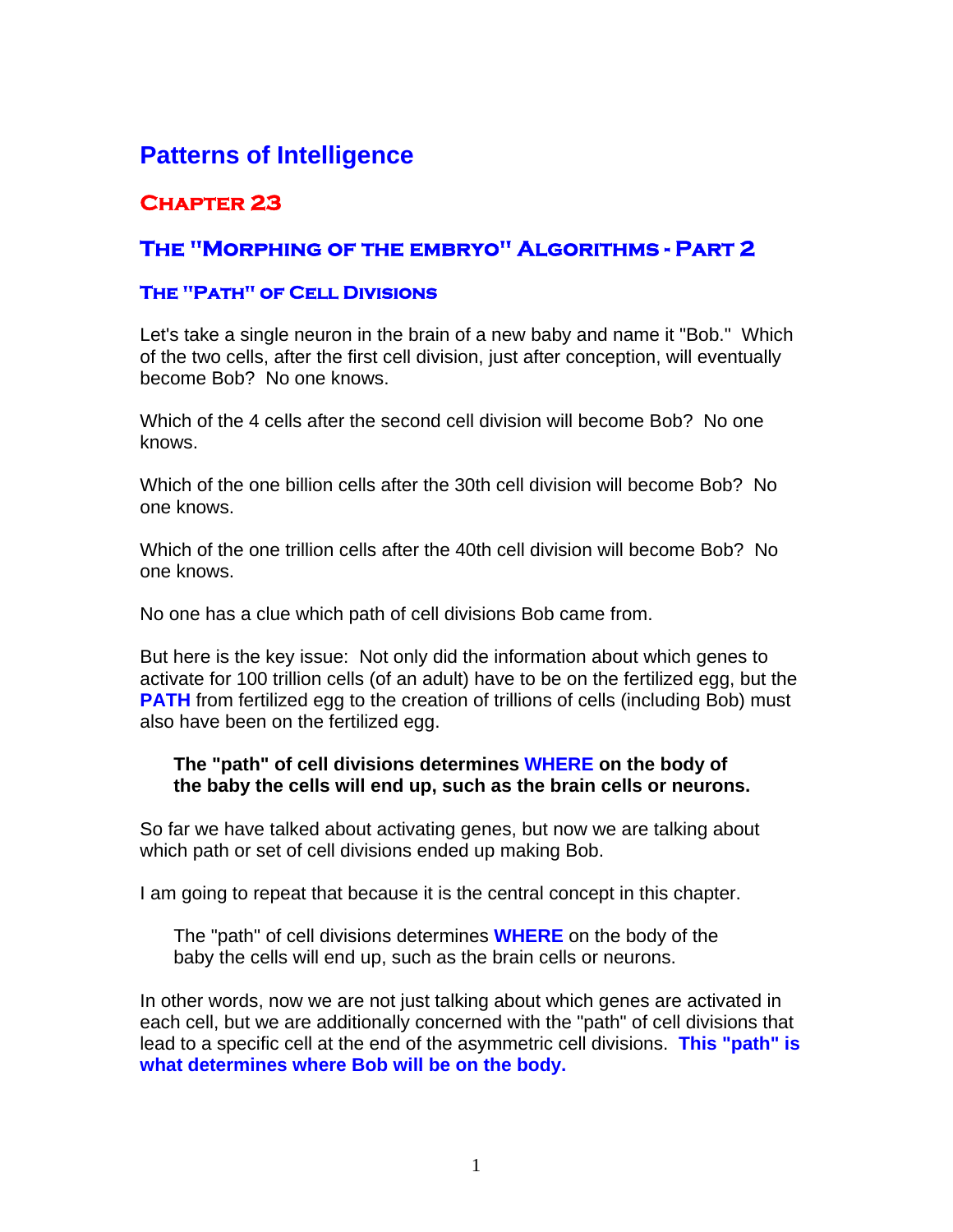# Patterns of Intelligence

## Chapter 23

## The "Morphing of the embryo" Algorithms - Part 2

### The "Path" of Cell Divisions

Let's take a single neuron in the brain of a new baby and name it "Bob." Which of the two cells, after the first cell division, just after conception, will eventually become Bob? No one knows.

Which of the 4 cells after the second cell division will become Bob? No one knows.

Which of the one billion cells after the 30th cell division will become Bob? No one knows.

Which of the one trillion cells after the 40th cell division will become Bob? No one knows.

No one has a clue which path of cell divisions Bob came from.

But here is the key issue: Not only did the information about which genes to activate for 100 trillion cells (of an adult) have to be on the fertilized egg, but the **PATH** from fertilized egg to the creation of trillions of cells (including Bob) must also have been on the fertilized egg.

> **The "path" of cell divisions determines WHERE on the body of the baby the cells will end up, such as the brain cells or neurons.**

So far we have talked about activating genes, but now we are talking about which path or set of cell divisions ended up making Bob.

I am going to repeat that because it is the central concept in this chapter.

> The "path" of cell divisions determines **WHERE** on the body of the baby the cells will end up, such as the brain cells or neurons.

In other words, now we are not just talking about which genes are activated in each cell, but we are additionally concerned with the "path" of cell divisions that lead to a specific cell at the end of the asymmetric cell divisions. **This "path" is what determines where Bob will be on the body.**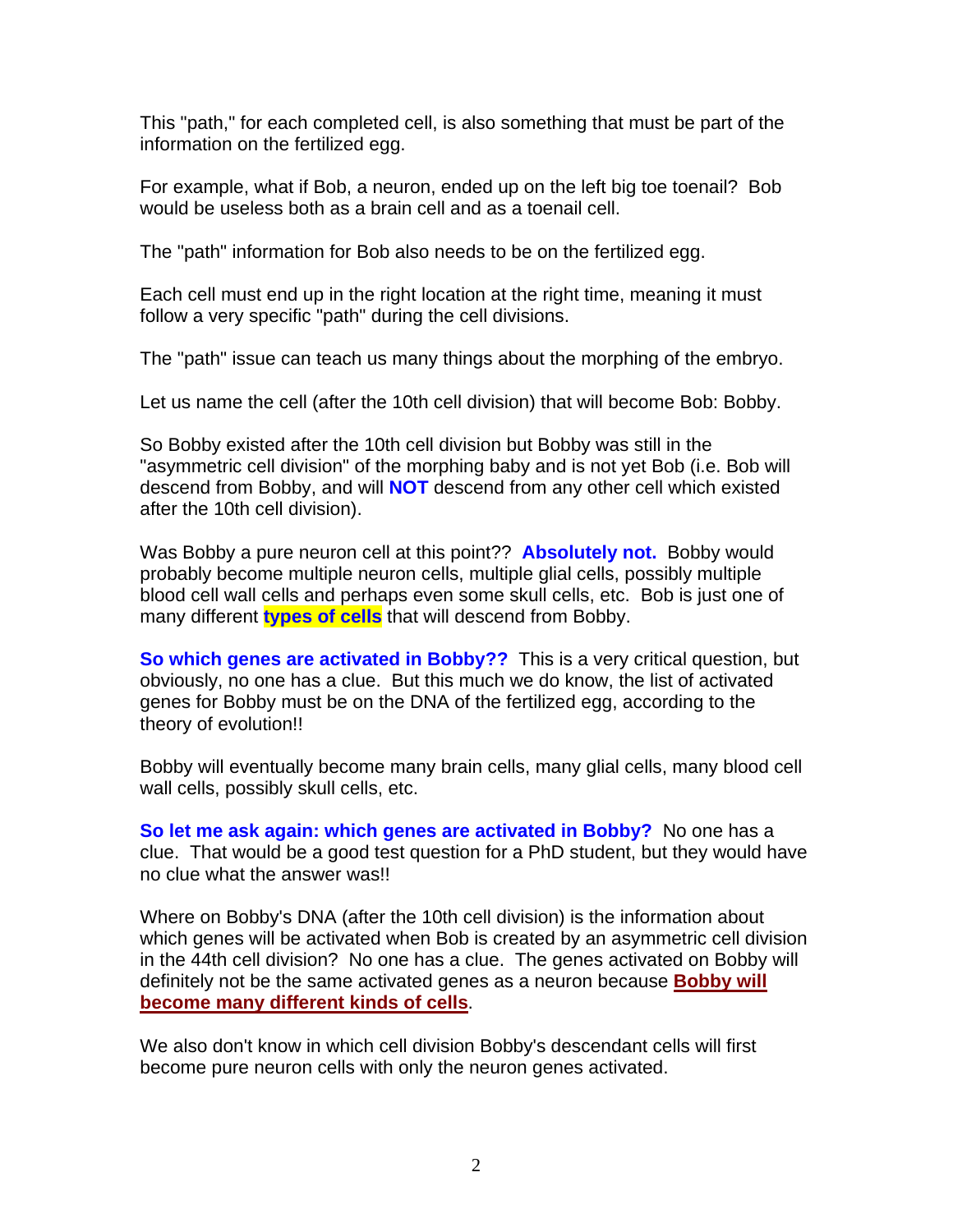This "path," for each completed cell, is also something that must be part of the information on the fertilized egg.

For example, what if Bob, a neuron, ended up on the left big toe toenail? Bob would be useless both as a brain cell and as a toenail cell.

The "path" information for Bob also needs to be on the fertilized egg.

Each cell must end up in the right location at the right time, meaning it must follow a very specific "path" during the cell divisions.

The "path" issue can teach us many things about the morphing of the embryo.

Let us name the cell (after the 10th cell division) that will become Bob: Bobby.

So Bobby existed after the 10th cell division but Bobby was still in the "asymmetric cell division" of the morphing baby and is not yet Bob (i.e. Bob will descend from Bobby, and will **NOT** descend from any other cell which existed after the 10th cell division).

Was Bobby a pure neuron cell at this point?? **Absolutely not.** Bobby would probably become multiple neuron cells, multiple glial cells, possibly multiple blood cell wall cells and perhaps even some skull cells, etc. Bob is just one of many different **types of cells** that will descend from Bobby.

**So which genes are activated in Bobby??** This is a very critical question, but obviously, no one has a clue. But this much we do know, the list of activated genes for Bobby must be on the DNA of the fertilized egg, according to the theory of evolution!!

Bobby will eventually become many brain cells, many glial cells, many blood cell wall cells, possibly skull cells, etc.

**So let me ask again: which genes are activated in Bobby?** No one has a clue. That would be a good test question for a PhD student, but they would have no clue what the answer was!!

Where on Bobby's DNA (after the 10th cell division) is the information about which genes will be activated when Bob is created by an asymmetric cell division in the 44th cell division? No one has a clue. The genes activated on Bobby will definitely not be the same activated genes as a neuron because **Bobby will become many different kinds of cells**.

We also don't know in which cell division Bobby's descendant cells will first become pure neuron cells with only the neuron genes activated.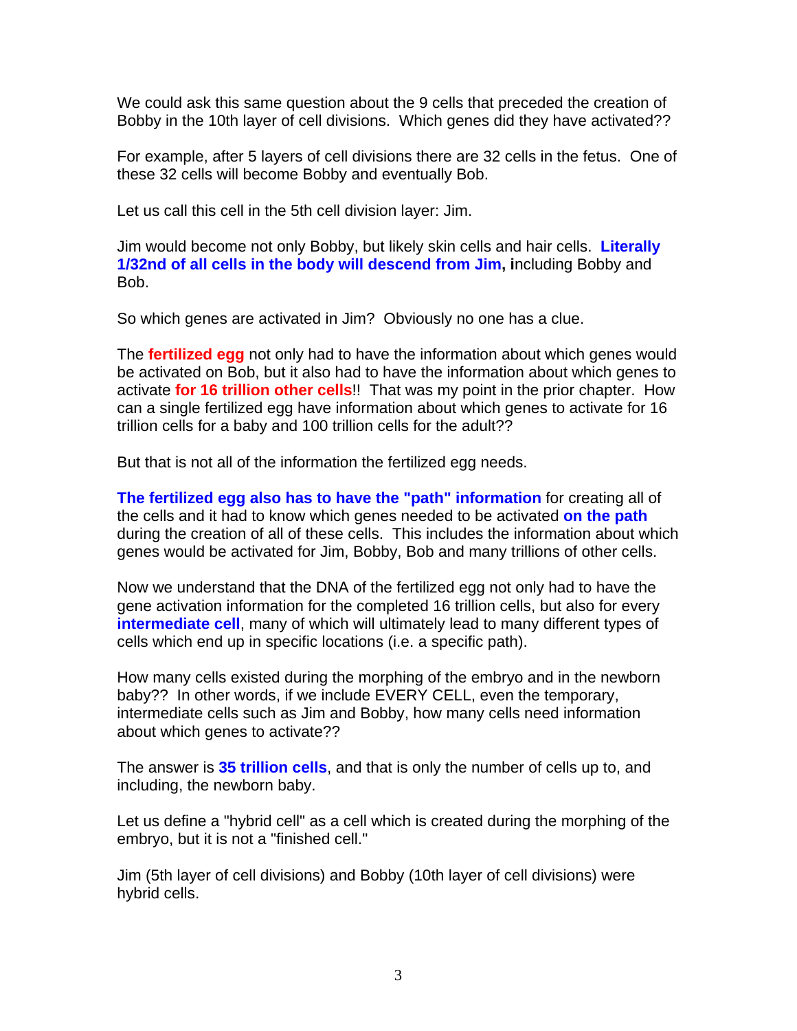We could ask this same question about the 9 cells that preceded the creation of Bobby in the 10th layer of cell divisions. Which genes did they have activated??

For example, after 5 layers of cell divisions there are 32 cells in the fetus. One of these 32 cells will become Bobby and eventually Bob.

Let us call this cell in the 5th cell division layer: Jim.

Jim would become not only Bobby, but likely skin cells and hair cells. **Literally 1/32nd of all cells in the body will descend from Jim, i**ncluding Bobby and Bob.

So which genes are activated in Jim? Obviously no one has a clue.

The **fertilized egg** not only had to have the information about which genes would be activated on Bob, but it also had to have the information about which genes to activate **for 16 trillion other cells**!! That was my point in the prior chapter. How can a single fertilized egg have information about which genes to activate for 16 trillion cells for a baby and 100 trillion cells for the adult??

But that is not all of the information the fertilized egg needs.

**The fertilized egg also has to have the "path" information** for creating all of the cells and it had to know which genes needed to be activated **on the path** during the creation of all of these cells. This includes the information about which genes would be activated for Jim, Bobby, Bob and many trillions of other cells.

Now we understand that the DNA of the fertilized egg not only had to have the gene activation information for the completed 16 trillion cells, but also for every **intermediate cell**, many of which will ultimately lead to many different types of cells which end up in specific locations (i.e. a specific path).

How many cells existed during the morphing of the embryo and in the newborn baby?? In other words, if we include EVERY CELL, even the temporary, intermediate cells such as Jim and Bobby, how many cells need information about which genes to activate??

The answer is **35 trillion cells**, and that is only the number of cells up to, and including, the newborn baby.

Let us define a "hybrid cell" as a cell which is created during the morphing of the embryo, but it is not a "finished cell."

Jim (5th layer of cell divisions) and Bobby (10th layer of cell divisions) were hybrid cells.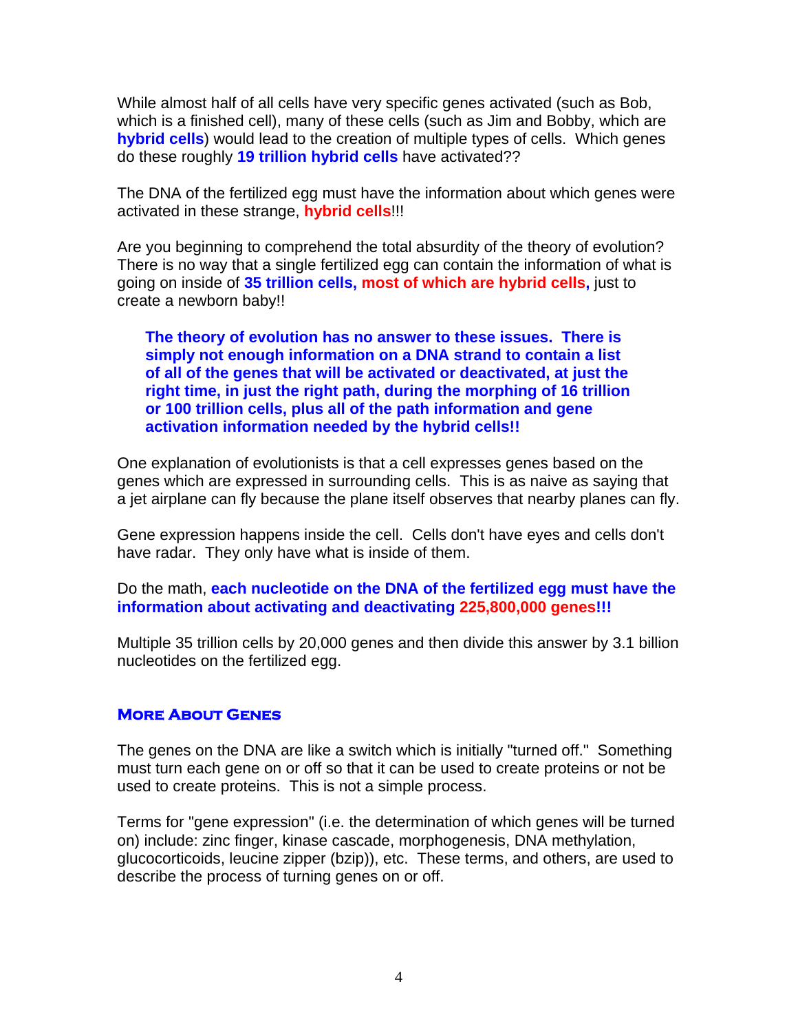While almost half of all cells have very specific genes activated (such as Bob, which is a finished cell), many of these cells (such as Jim and Bobby, which are **hybrid cells**) would lead to the creation of multiple types of cells. Which genes do these roughly **19 trillion hybrid cells** have activated??

The DNA of the fertilized egg must have the information about which genes were activated in these strange, **hybrid cells**!!!

Are you beginning to comprehend the total absurdity of the theory of evolution? There is no way that a single fertilized egg can contain the information of what is going on inside of **35 trillion cells, most of which are hybrid cells,** just to create a newborn baby!!

> **The theory of evolution has no answer to these issues. There is simply not enough information on a DNA strand to contain a list of all of the genes that will be activated or deactivated, at just the right time, in just the right path, during the morphing of 16 trillion or 100 trillion cells, plus all of the path information and gene activation information needed by the hybrid cells!!**

One explanation of evolutionists is that a cell expresses genes based on the genes which are expressed in surrounding cells. This is as naive as saying that a jet airplane can fly because the plane itself observes that nearby planes can fly.

Gene expression happens inside the cell. Cells don't have eyes and cells don't have radar. They only have what is inside of them.

Do the math, **each nucleotide on the DNA of the fertilized egg must have the information about activating and deactivating 225,800,000 genes!!!**

Multiple 35 trillion cells by 20,000 genes and then divide this answer by 3.1 billion nucleotides on the fertilized egg.

## More About Genes

The genes on the DNA are like a switch which is initially "turned off." Something must turn each gene on or off so that it can be used to create proteins or not be used to create proteins. This is not a simple process.

Terms for "gene expression" (i.e. the determination of which genes will be turned on) include: zinc finger, kinase cascade, morphogenesis, DNA methylation, glucocorticoids, leucine zipper (bzip)), etc. These terms, and others, are used to describe the process of turning genes on or off.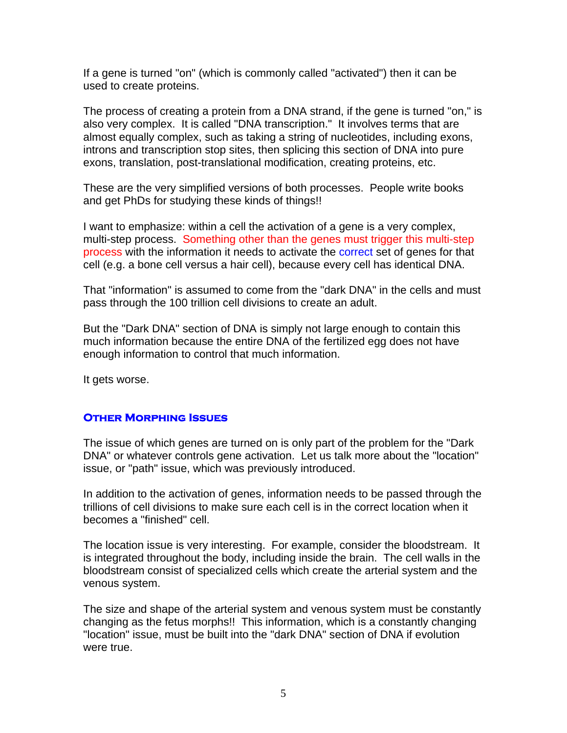If a gene is turned "on" (which is commonly called "activated") then it can be used to create proteins.

The process of creating a protein from a DNA strand, if the gene is turned "on," is also very complex. It is called "DNA transcription." It involves terms that are almost equally complex, such as taking a string of nucleotides, including exons, introns and transcription stop sites, then splicing this section of DNA into pure exons, translation, post-translational modification, creating proteins, etc.

These are the very simplified versions of both processes. People write books and get PhDs for studying these kinds of things!!

I want to emphasize: within a cell the activation of a gene is a very complex, multi-step process. Something other than the genes must trigger this multi-step process with the information it needs to activate the correct set of genes for that cell (e.g. a bone cell versus a hair cell), because every cell has identical DNA.

That "information" is assumed to come from the "dark DNA" in the cells and must pass through the 100 trillion cell divisions to create an adult.

But the "Dark DNA" section of DNA is simply not large enough to contain this much information because the entire DNA of the fertilized egg does not have enough information to control that much information.

It gets worse.

## Other Morphing Issues

The issue of which genes are turned on is only part of the problem for the "Dark DNA" or whatever controls gene activation. Let us talk more about the "location" issue, or "path" issue, which was previously introduced.

In addition to the activation of genes, information needs to be passed through the trillions of cell divisions to make sure each cell is in the correct location when it becomes a "finished" cell.

The location issue is very interesting. For example, consider the bloodstream. It is integrated throughout the body, including inside the brain. The cell walls in the bloodstream consist of specialized cells which create the arterial system and the venous system.

The size and shape of the arterial system and venous system must be constantly changing as the fetus morphs!! This information, which is a constantly changing "location" issue, must be built into the "dark DNA" section of DNA if evolution were true.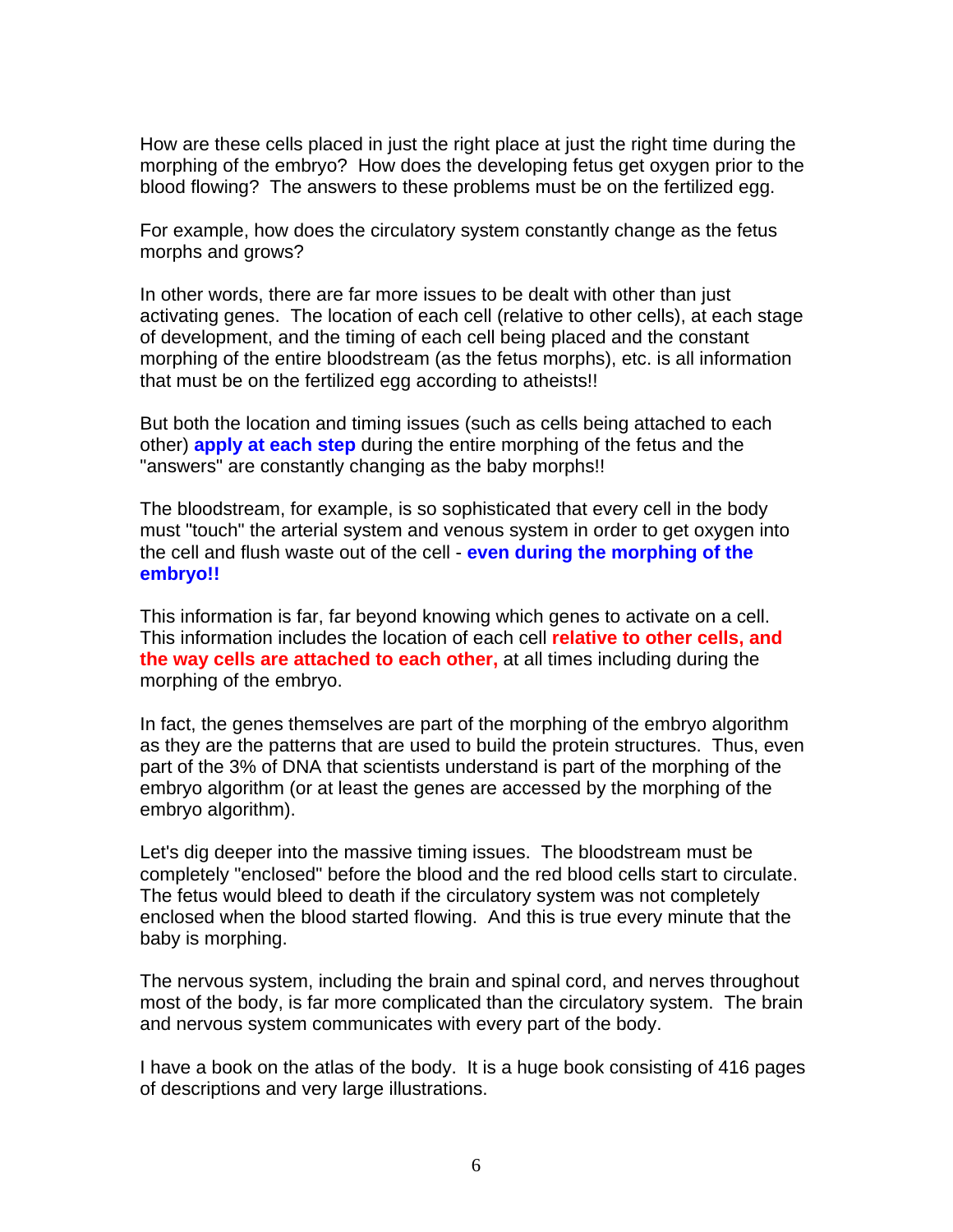How are these cells placed in just the right place at just the right time during the morphing of the embryo? How does the developing fetus get oxygen prior to the blood flowing? The answers to these problems must be on the fertilized egg.

For example, how does the circulatory system constantly change as the fetus morphs and grows?

In other words, there are far more issues to be dealt with other than just activating genes. The location of each cell (relative to other cells), at each stage of development, and the timing of each cell being placed and the constant morphing of the entire bloodstream (as the fetus morphs), etc. is all information that must be on the fertilized egg according to atheists!!

But both the location and timing issues (such as cells being attached to each other) **apply at each step** during the entire morphing of the fetus and the "answers" are constantly changing as the baby morphs!!

The bloodstream, for example, is so sophisticated that every cell in the body must "touch" the arterial system and venous system in order to get oxygen into the cell and flush waste out of the cell - **even during the morphing of the embryo!!**

This information is far, far beyond knowing which genes to activate on a cell. This information includes the location of each cell **relative to other cells, and the way cells are attached to each other,** at all times including during the morphing of the embryo.

In fact, the genes themselves are part of the morphing of the embryo algorithm as they are the patterns that are used to build the protein structures. Thus, even part of the 3% of DNA that scientists understand is part of the morphing of the embryo algorithm (or at least the genes are accessed by the morphing of the embryo algorithm).

Let's dig deeper into the massive timing issues. The bloodstream must be completely "enclosed" before the blood and the red blood cells start to circulate. The fetus would bleed to death if the circulatory system was not completely enclosed when the blood started flowing. And this is true every minute that the baby is morphing.

The nervous system, including the brain and spinal cord, and nerves throughout most of the body, is far more complicated than the circulatory system. The brain and nervous system communicates with every part of the body.

I have a book on the atlas of the body. It is a huge book consisting of 416 pages of descriptions and very large illustrations.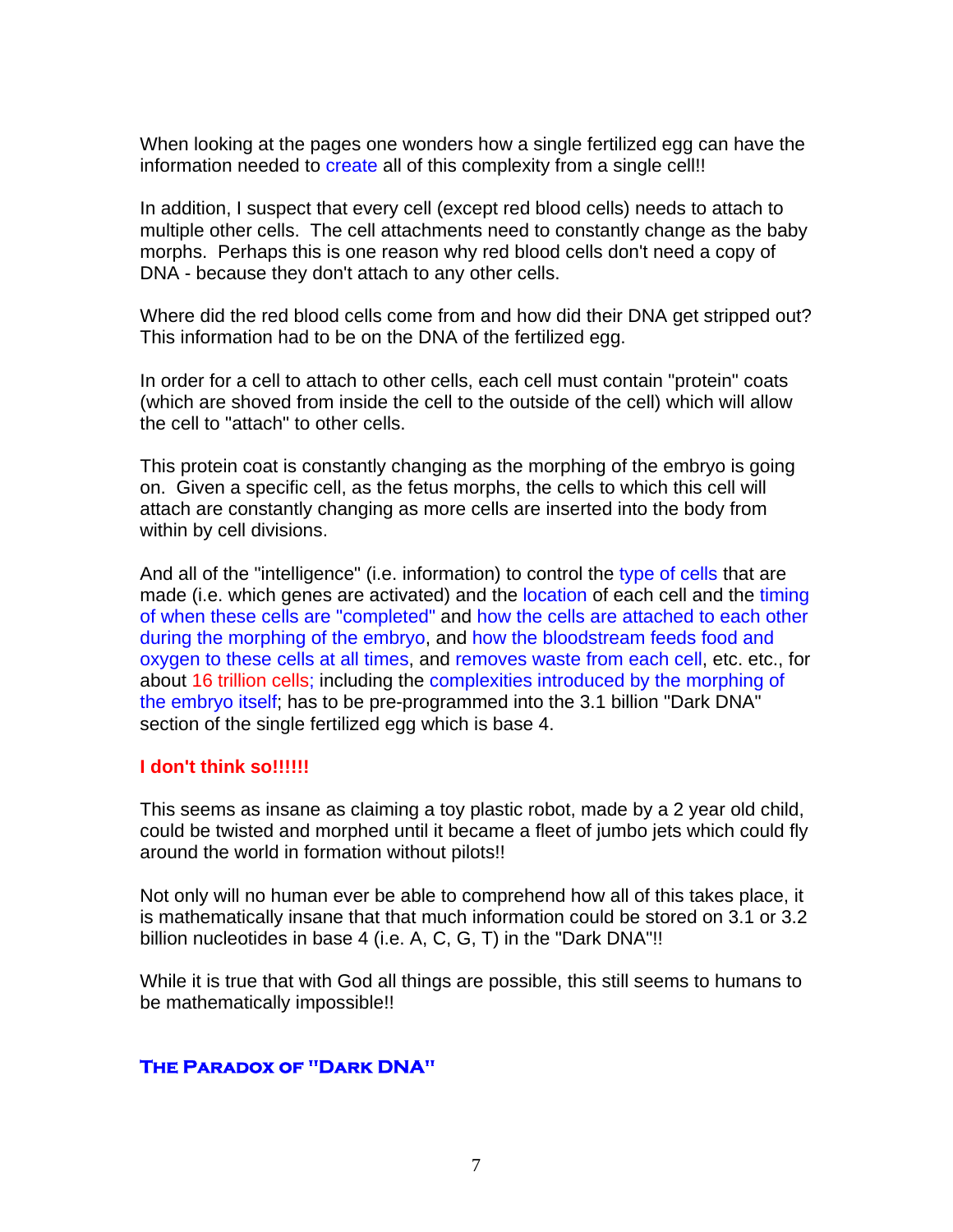When looking at the pages one wonders how a single fertilized egg can have the information needed to create all of this complexity from a single cell!!

In addition, I suspect that every cell (except red blood cells) needs to attach to multiple other cells. The cell attachments need to constantly change as the baby morphs. Perhaps this is one reason why red blood cells don't need a copy of DNA - because they don't attach to any other cells.

Where did the red blood cells come from and how did their DNA get stripped out? This information had to be on the DNA of the fertilized egg.

In order for a cell to attach to other cells, each cell must contain "protein" coats (which are shoved from inside the cell to the outside of the cell) which will allow the cell to "attach" to other cells.

This protein coat is constantly changing as the morphing of the embryo is going on. Given a specific cell, as the fetus morphs, the cells to which this cell will attach are constantly changing as more cells are inserted into the body from within by cell divisions.

And all of the "intelligence" (i.e. information) to control the type of cells that are made (i.e. which genes are activated) and the location of each cell and the timing of when these cells are "completed" and how the cells are attached to each other during the morphing of the embryo, and how the bloodstream feeds food and oxygen to these cells at all times, and removes waste from each cell, etc. etc., for about 16 trillion cells; including the complexities introduced by the morphing of the embryo itself; has to be pre-programmed into the 3.1 billion "Dark DNA" section of the single fertilized egg which is base 4.

**I don't think so!!!!!!**

This seems as insane as claiming a toy plastic robot, made by a 2 year old child, could be twisted and morphed until it became a fleet of jumbo jets which could fly around the world in formation without pilots!!

Not only will no human ever be able to comprehend how all of this takes place, it is mathematically insane that that much information could be stored on 3.1 or 3.2 billion nucleotides in base 4 (i.e. A, C, G, T) in the "Dark DNA"!!

While it is true that with God all things are possible, this still seems to humans to be mathematically impossible!!

## The Paradox of "Dark DNA"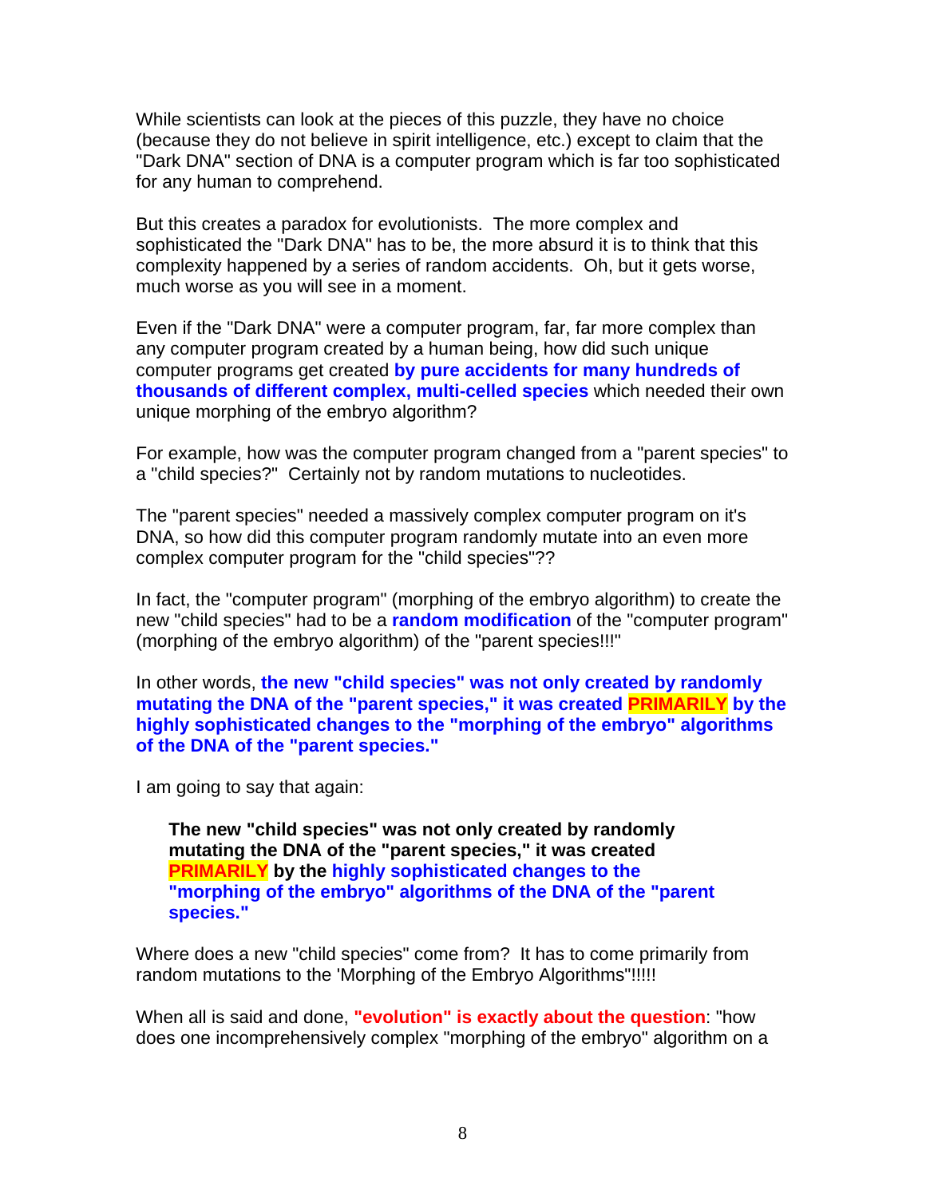While scientists can look at the pieces of this puzzle, they have no choice (because they do not believe in spirit intelligence, etc.) except to claim that the "Dark DNA" section of DNA is a computer program which is far too sophisticated for any human to comprehend.

But this creates a paradox for evolutionists. The more complex and sophisticated the "Dark DNA" has to be, the more absurd it is to think that this complexity happened by a series of random accidents. Oh, but it gets worse, much worse as you will see in a moment.

Even if the "Dark DNA" were a computer program, far, far more complex than any computer program created by a human being, how did such unique computer programs get created **by pure accidents for many hundreds of thousands of different complex, multi-celled species** which needed their own unique morphing of the embryo algorithm?

For example, how was the computer program changed from a "parent species" to a "child species?" Certainly not by random mutations to nucleotides.

The "parent species" needed a massively complex computer program on it's DNA, so how did this computer program randomly mutate into an even more complex computer program for the "child species"??

In fact, the "computer program" (morphing of the embryo algorithm) to create the new "child species" had to be a **random modification** of the "computer program" (morphing of the embryo algorithm) of the "parent species!!!"

In other words, **the new "child species" was not only created by randomly mutating the DNA of the "parent species," it was created PRIMARILY by the highly sophisticated changes to the "morphing of the embryo" algorithms of the DNA of the "parent species."**

I am going to say that again:

> **The new "child species" was not only created by randomly mutating the DNA of the "parent species," it was created PRIMARILY by the highly sophisticated changes to the "morphing of the embryo" algorithms of the DNA of the "parent species."**

Where does a new "child species" come from? It has to come primarily from random mutations to the 'Morphing of the Embryo Algorithms"!!!!!

When all is said and done, **"evolution" is exactly about the question**: "how does one incomprehensively complex "morphing of the embryo" algorithm on a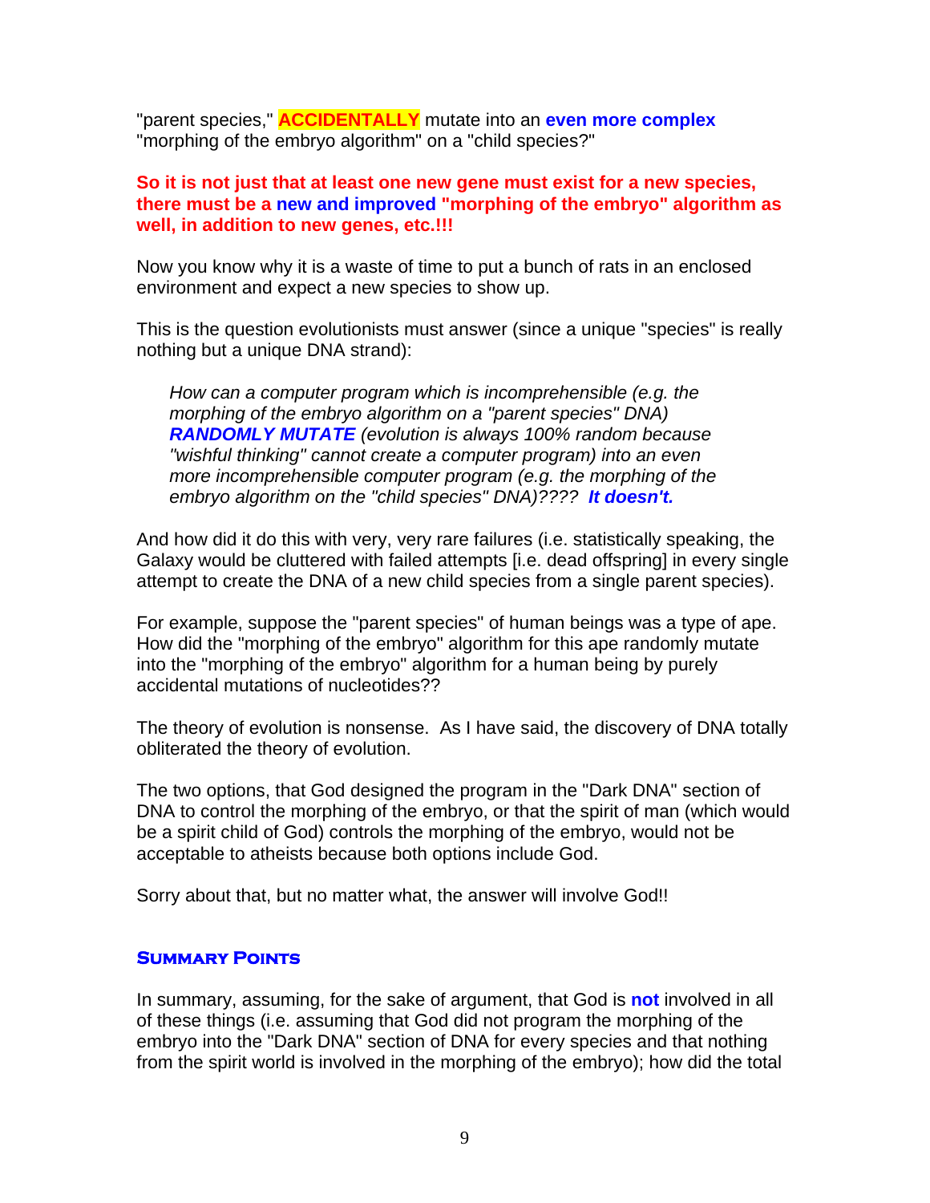"parent species," **ACCIDENTALLY** mutate into an **even more complex** "morphing of the embryo algorithm" on a "child species?"

**So it is not just that at least one new gene must exist for a new species, there must be a new and improved "morphing of the embryo" algorithm as well, in addition to new genes, etc.!!!**

Now you know why it is a waste of time to put a bunch of rats in an enclosed environment and expect a new species to show up.

This is the question evolutionists must answer (since a unique "species" is really nothing but a unique DNA strand):

> *How can a computer program which is incomprehensible (e.g. the morphing of the embryo algorithm on a "parent species" DNA)* ***RANDOMLY MUTATE*** *(evolution is always 100% random because "wishful thinking" cannot create a computer program) into an even more incomprehensible computer program (e.g. the morphing of the embryo algorithm on the "child species" DNA)????* ***It doesn't.***

And how did it do this with very, very rare failures (i.e. statistically speaking, the Galaxy would be cluttered with failed attempts [i.e. dead offspring] in every single attempt to create the DNA of a new child species from a single parent species).

For example, suppose the "parent species" of human beings was a type of ape. How did the "morphing of the embryo" algorithm for this ape randomly mutate into the "morphing of the embryo" algorithm for a human being by purely accidental mutations of nucleotides??

The theory of evolution is nonsense. As I have said, the discovery of DNA totally obliterated the theory of evolution.

The two options, that God designed the program in the "Dark DNA" section of DNA to control the morphing of the embryo, or that the spirit of man (which would be a spirit child of God) controls the morphing of the embryo, would not be acceptable to atheists because both options include God.

Sorry about that, but no matter what, the answer will involve God!!

### Summary Points

In summary, assuming, for the sake of argument, that God is **not** involved in all of these things (i.e. assuming that God did not program the morphing of the embryo into the "Dark DNA" section of DNA for every species and that nothing from the spirit world is involved in the morphing of the embryo); how did the total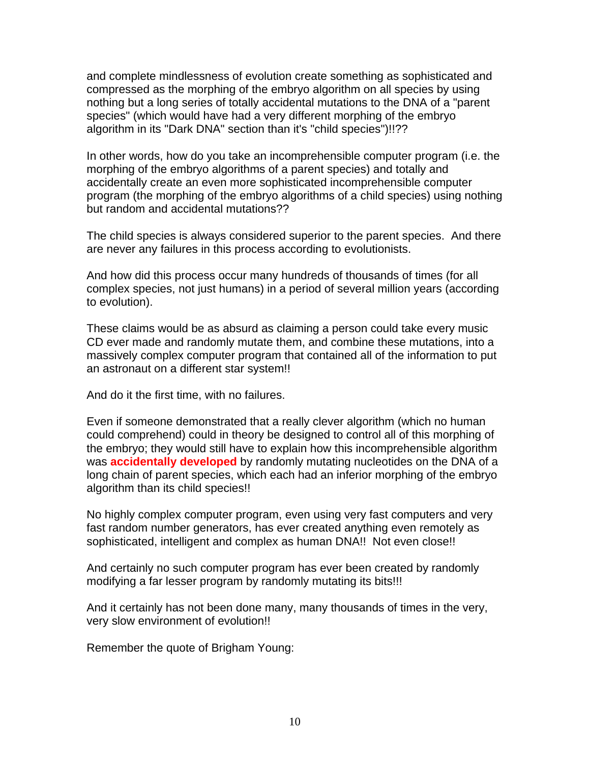and complete mindlessness of evolution create something as sophisticated and compressed as the morphing of the embryo algorithm on all species by using nothing but a long series of totally accidental mutations to the DNA of a "parent species" (which would have had a very different morphing of the embryo algorithm in its "Dark DNA" section than it's "child species")!!??

In other words, how do you take an incomprehensible computer program (i.e. the morphing of the embryo algorithms of a parent species) and totally and accidentally create an even more sophisticated incomprehensible computer program (the morphing of the embryo algorithms of a child species) using nothing but random and accidental mutations??

The child species is always considered superior to the parent species. And there are never any failures in this process according to evolutionists.

And how did this process occur many hundreds of thousands of times (for all complex species, not just humans) in a period of several million years (according to evolution).

These claims would be as absurd as claiming a person could take every music CD ever made and randomly mutate them, and combine these mutations, into a massively complex computer program that contained all of the information to put an astronaut on a different star system!!

And do it the first time, with no failures.

Even if someone demonstrated that a really clever algorithm (which no human could comprehend) could in theory be designed to control all of this morphing of the embryo; they would still have to explain how this incomprehensible algorithm was **accidentally developed** by randomly mutating nucleotides on the DNA of a long chain of parent species, which each had an inferior morphing of the embryo algorithm than its child species!!

No highly complex computer program, even using very fast computers and very fast random number generators, has ever created anything even remotely as sophisticated, intelligent and complex as human DNA!! Not even close!!

And certainly no such computer program has ever been created by randomly modifying a far lesser program by randomly mutating its bits!!!

And it certainly has not been done many, many thousands of times in the very, very slow environment of evolution!!

Remember the quote of Brigham Young: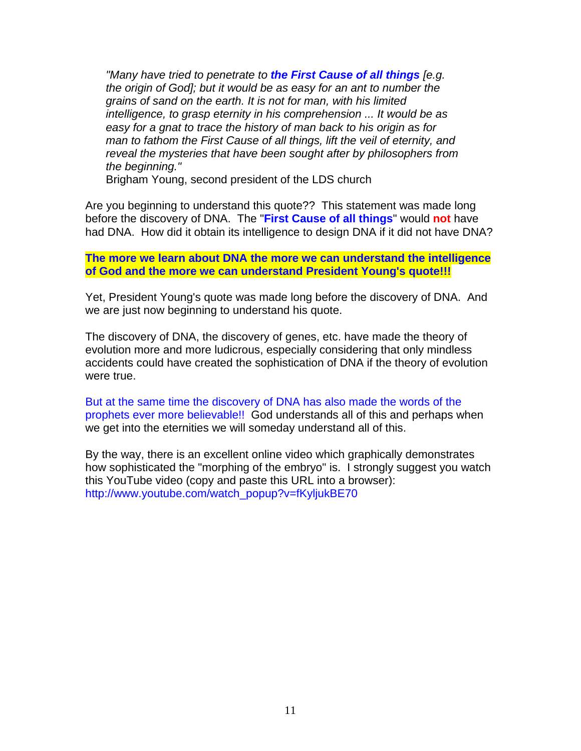> *"Many have tried to penetrate to **the First Cause of all things** [e.g. the origin of God]; but it would be as easy for an ant to number the grains of sand on the earth. It is not for man, with his limited intelligence, to grasp eternity in his comprehension ... It would be as easy for a gnat to trace the history of man back to his origin as for man to fathom the First Cause of all things, lift the veil of eternity, and reveal the mysteries that have been sought after by philosophers from the beginning."*
> Brigham Young, second president of the LDS church

Are you beginning to understand this quote?? This statement was made long before the discovery of DNA. The "**First Cause of all things**" would **not** have had DNA. How did it obtain its intelligence to design DNA if it did not have DNA?

**The more we learn about DNA the more we can understand the intelligence of God and the more we can understand President Young's quote!!!**

Yet, President Young's quote was made long before the discovery of DNA. And we are just now beginning to understand his quote.

The discovery of DNA, the discovery of genes, etc. have made the theory of evolution more and more ludicrous, especially considering that only mindless accidents could have created the sophistication of DNA if the theory of evolution were true.

But at the same time the discovery of DNA has also made the words of the prophets ever more believable!! God understands all of this and perhaps when we get into the eternities we will someday understand all of this.

By the way, there is an excellent online video which graphically demonstrates how sophisticated the "morphing of the embryo" is. I strongly suggest you watch this YouTube video (copy and paste this URL into a browser):
http://www.youtube.com/watch_popup?v=fKyljukBE70